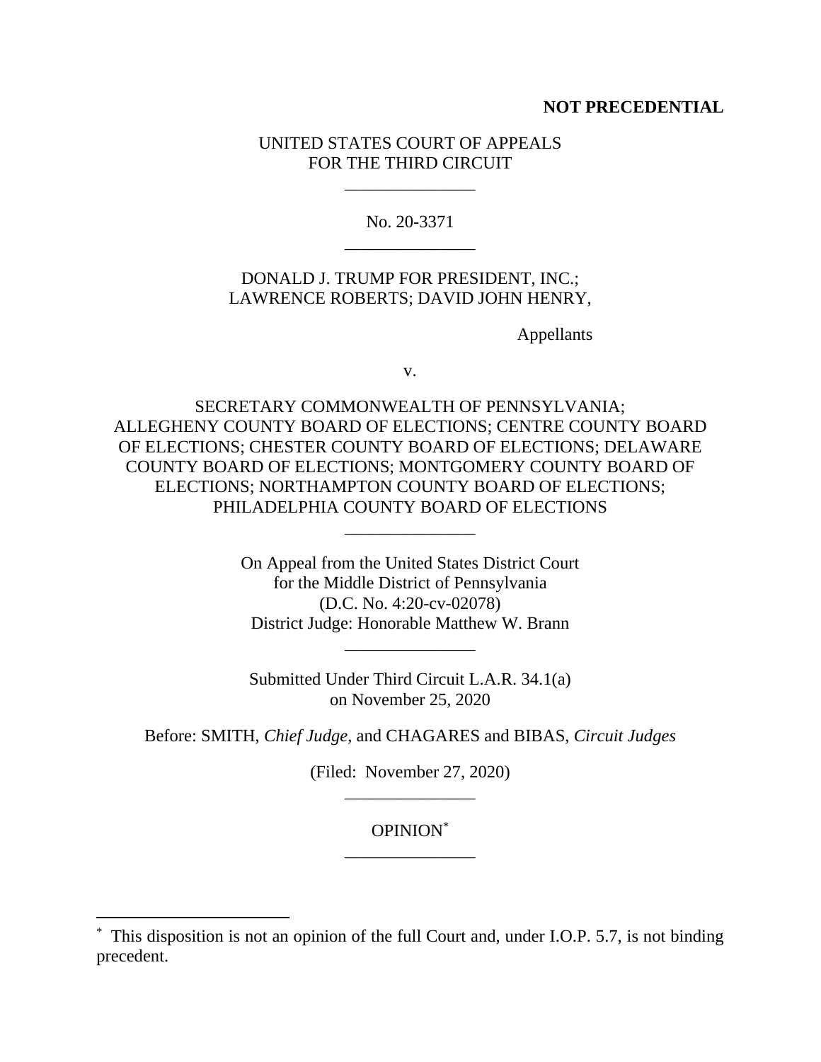**NOT PRECEDENTIAL**

UNITED STATES COURT OF APPEALS
FOR THE THIRD CIRCUIT

\_\_\_\_\_\_\_\_\_\_\_\_\_\_\_

No. 20-3371

\_\_\_\_\_\_\_\_\_\_\_\_\_\_\_

DONALD J. TRUMP FOR PRESIDENT, INC.;
LAWRENCE ROBERTS; DAVID JOHN HENRY,

Appellants

v.

SECRETARY COMMONWEALTH OF PENNSYLVANIA;
ALLEGHENY COUNTY BOARD OF ELECTIONS; CENTRE COUNTY BOARD OF ELECTIONS; CHESTER COUNTY BOARD OF ELECTIONS; DELAWARE COUNTY BOARD OF ELECTIONS; MONTGOMERY COUNTY BOARD OF ELECTIONS; NORTHAMPTON COUNTY BOARD OF ELECTIONS;
PHILADELPHIA COUNTY BOARD OF ELECTIONS

\_\_\_\_\_\_\_\_\_\_\_\_\_\_\_

On Appeal from the United States District Court
for the Middle District of Pennsylvania
(D.C. No. 4:20-cv-02078)
District Judge: Honorable Matthew W. Brann

\_\_\_\_\_\_\_\_\_\_\_\_\_\_\_

Submitted Under Third Circuit L.A.R. 34.1(a)
on November 25, 2020

Before: SMITH, *Chief Judge*, and CHAGARES and BIBAS, *Circuit Judges*

(Filed: November 27, 2020)

\_\_\_\_\_\_\_\_\_\_\_\_\_\_\_

OPINION*

\_\_\_\_\_\_\_\_\_\_\_\_\_\_\_

\* This disposition is not an opinion of the full Court and, under I.O.P. 5.7, is not binding precedent.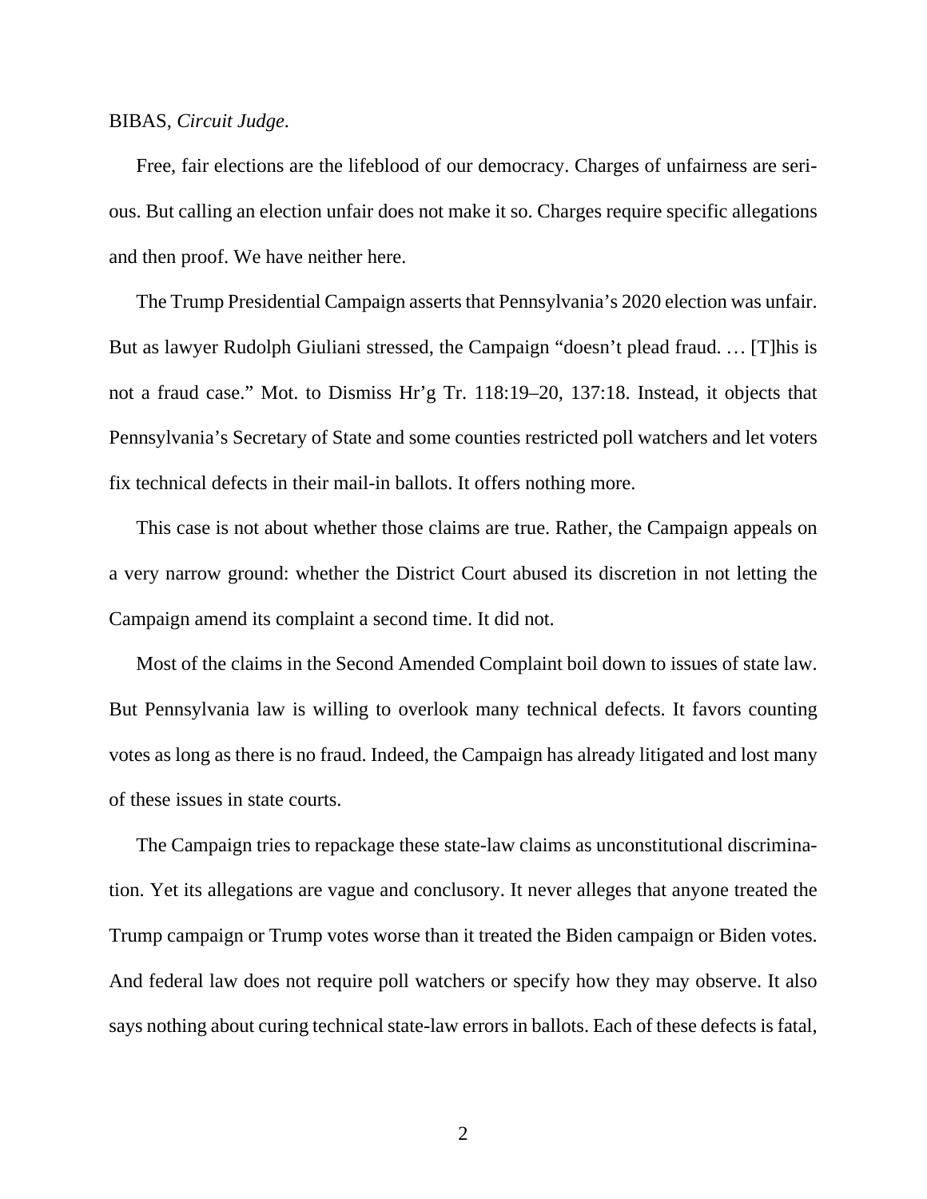BIBAS, *Circuit Judge.*

Free, fair elections are the lifeblood of our democracy. Charges of unfairness are serious. But calling an election unfair does not make it so. Charges require specific allegations and then proof. We have neither here.

The Trump Presidential Campaign asserts that Pennsylvania's 2020 election was unfair. But as lawyer Rudolph Giuliani stressed, the Campaign "doesn't plead fraud. … [T]his is not a fraud case." Mot. to Dismiss Hr'g Tr. 118:19–20, 137:18. Instead, it objects that Pennsylvania's Secretary of State and some counties restricted poll watchers and let voters fix technical defects in their mail-in ballots. It offers nothing more.

This case is not about whether those claims are true. Rather, the Campaign appeals on a very narrow ground: whether the District Court abused its discretion in not letting the Campaign amend its complaint a second time. It did not.

Most of the claims in the Second Amended Complaint boil down to issues of state law. But Pennsylvania law is willing to overlook many technical defects. It favors counting votes as long as there is no fraud. Indeed, the Campaign has already litigated and lost many of these issues in state courts.

The Campaign tries to repackage these state-law claims as unconstitutional discrimination. Yet its allegations are vague and conclusory. It never alleges that anyone treated the Trump campaign or Trump votes worse than it treated the Biden campaign or Biden votes. And federal law does not require poll watchers or specify how they may observe. It also says nothing about curing technical state-law errors in ballots. Each of these defects is fatal,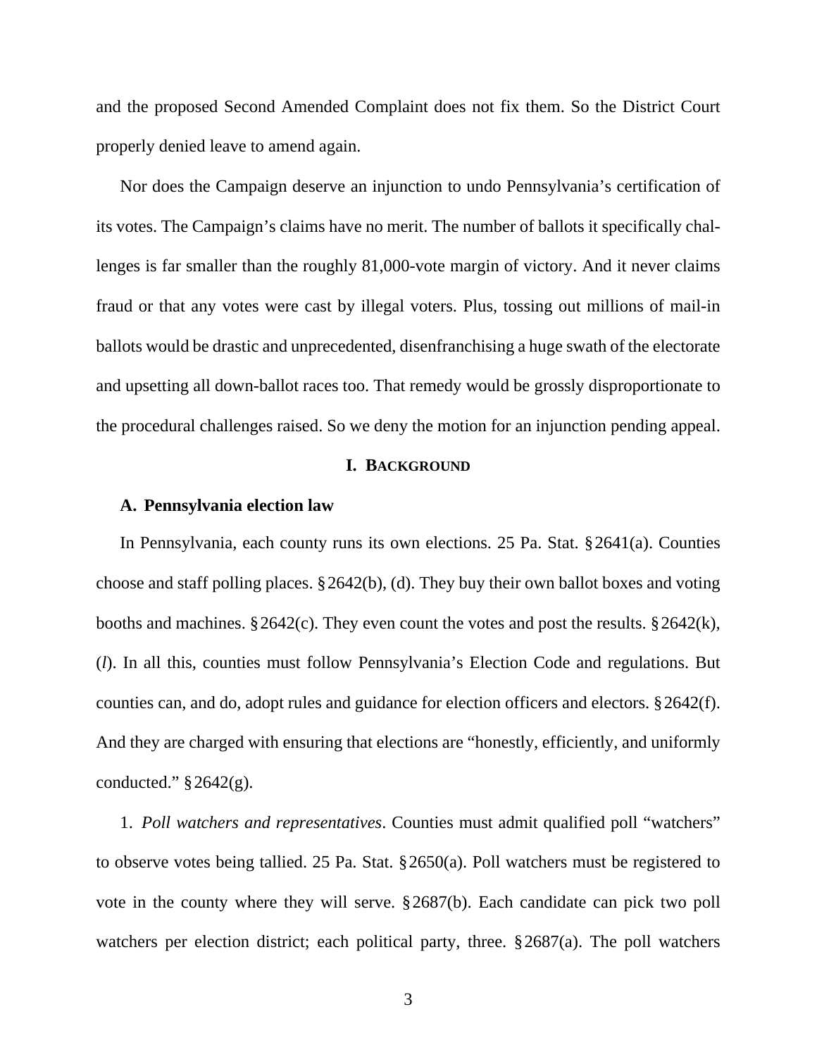and the proposed Second Amended Complaint does not fix them. So the District Court properly denied leave to amend again.

Nor does the Campaign deserve an injunction to undo Pennsylvania's certification of its votes. The Campaign's claims have no merit. The number of ballots it specifically challenges is far smaller than the roughly 81,000-vote margin of victory. And it never claims fraud or that any votes were cast by illegal voters. Plus, tossing out millions of mail-in ballots would be drastic and unprecedented, disenfranchising a huge swath of the electorate and upsetting all down-ballot races too. That remedy would be grossly disproportionate to the procedural challenges raised. So we deny the motion for an injunction pending appeal.

## I. BACKGROUND

### A. Pennsylvania election law

In Pennsylvania, each county runs its own elections. 25 Pa. Stat. § 2641(a). Counties choose and staff polling places. § 2642(b), (d). They buy their own ballot boxes and voting booths and machines. § 2642(c). They even count the votes and post the results. § 2642(k), (*l*). In all this, counties must follow Pennsylvania's Election Code and regulations. But counties can, and do, adopt rules and guidance for election officers and electors. § 2642(f). And they are charged with ensuring that elections are "honestly, efficiently, and uniformly conducted." § 2642(g).

1. *Poll watchers and representatives*. Counties must admit qualified poll "watchers" to observe votes being tallied. 25 Pa. Stat. § 2650(a). Poll watchers must be registered to vote in the county where they will serve. § 2687(b). Each candidate can pick two poll watchers per election district; each political party, three. § 2687(a). The poll watchers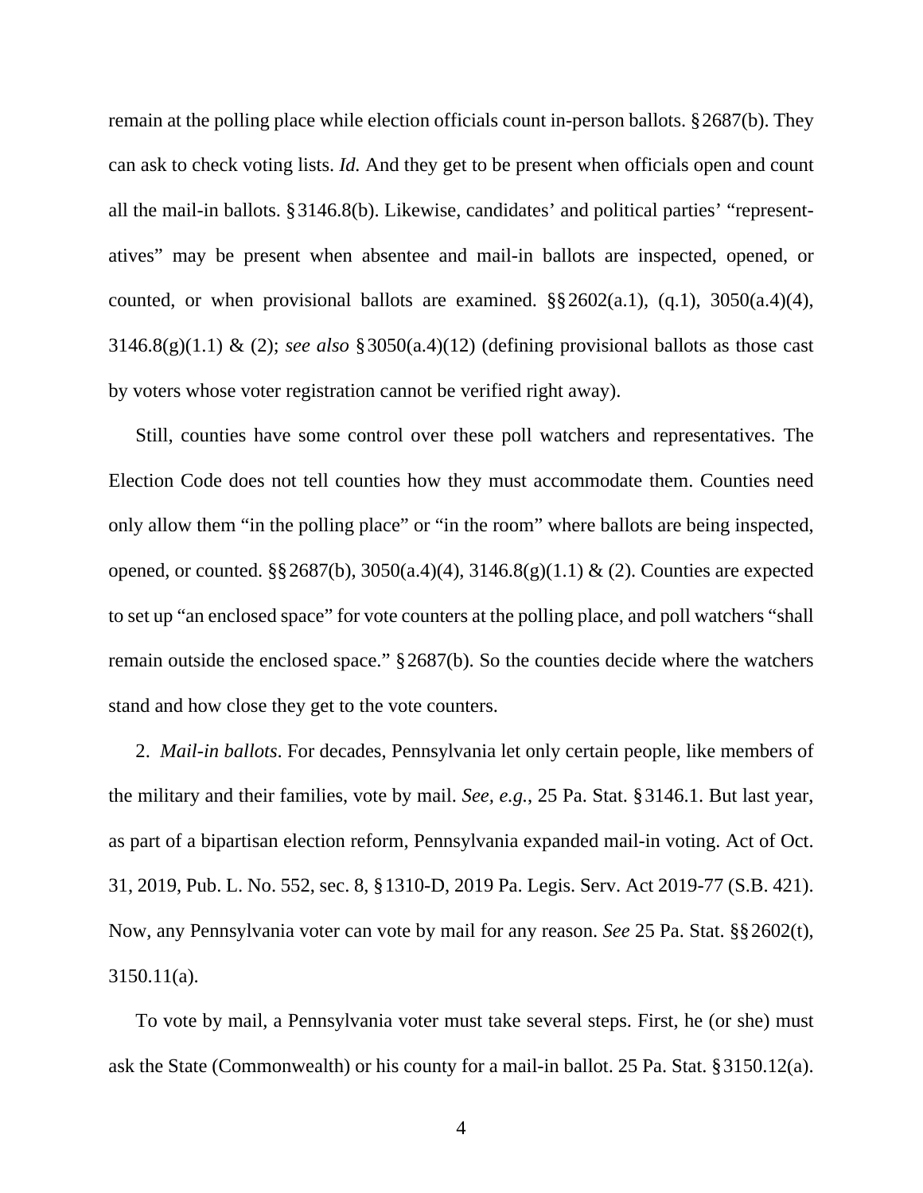remain at the polling place while election officials count in-person ballots. § 2687(b). They can ask to check voting lists. *Id.* And they get to be present when officials open and count all the mail-in ballots. § 3146.8(b). Likewise, candidates' and political parties' "representatives" may be present when absentee and mail-in ballots are inspected, opened, or counted, or when provisional ballots are examined. §§ 2602(a.1), (q.1), 3050(a.4)(4), 3146.8(g)(1.1) & (2); *see also* § 3050(a.4)(12) (defining provisional ballots as those cast by voters whose voter registration cannot be verified right away).

Still, counties have some control over these poll watchers and representatives. The Election Code does not tell counties how they must accommodate them. Counties need only allow them "in the polling place" or "in the room" where ballots are being inspected, opened, or counted. §§ 2687(b), 3050(a.4)(4), 3146.8(g)(1.1) & (2). Counties are expected to set up "an enclosed space" for vote counters at the polling place, and poll watchers "shall remain outside the enclosed space." § 2687(b). So the counties decide where the watchers stand and how close they get to the vote counters.

2. *Mail-in ballots*. For decades, Pennsylvania let only certain people, like members of the military and their families, vote by mail. *See, e.g.*, 25 Pa. Stat. § 3146.1. But last year, as part of a bipartisan election reform, Pennsylvania expanded mail-in voting. Act of Oct. 31, 2019, Pub. L. No. 552, sec. 8, § 1310-D, 2019 Pa. Legis. Serv. Act 2019-77 (S.B. 421). Now, any Pennsylvania voter can vote by mail for any reason. *See* 25 Pa. Stat. §§ 2602(t), 3150.11(a).

To vote by mail, a Pennsylvania voter must take several steps. First, he (or she) must ask the State (Commonwealth) or his county for a mail-in ballot. 25 Pa. Stat. § 3150.12(a).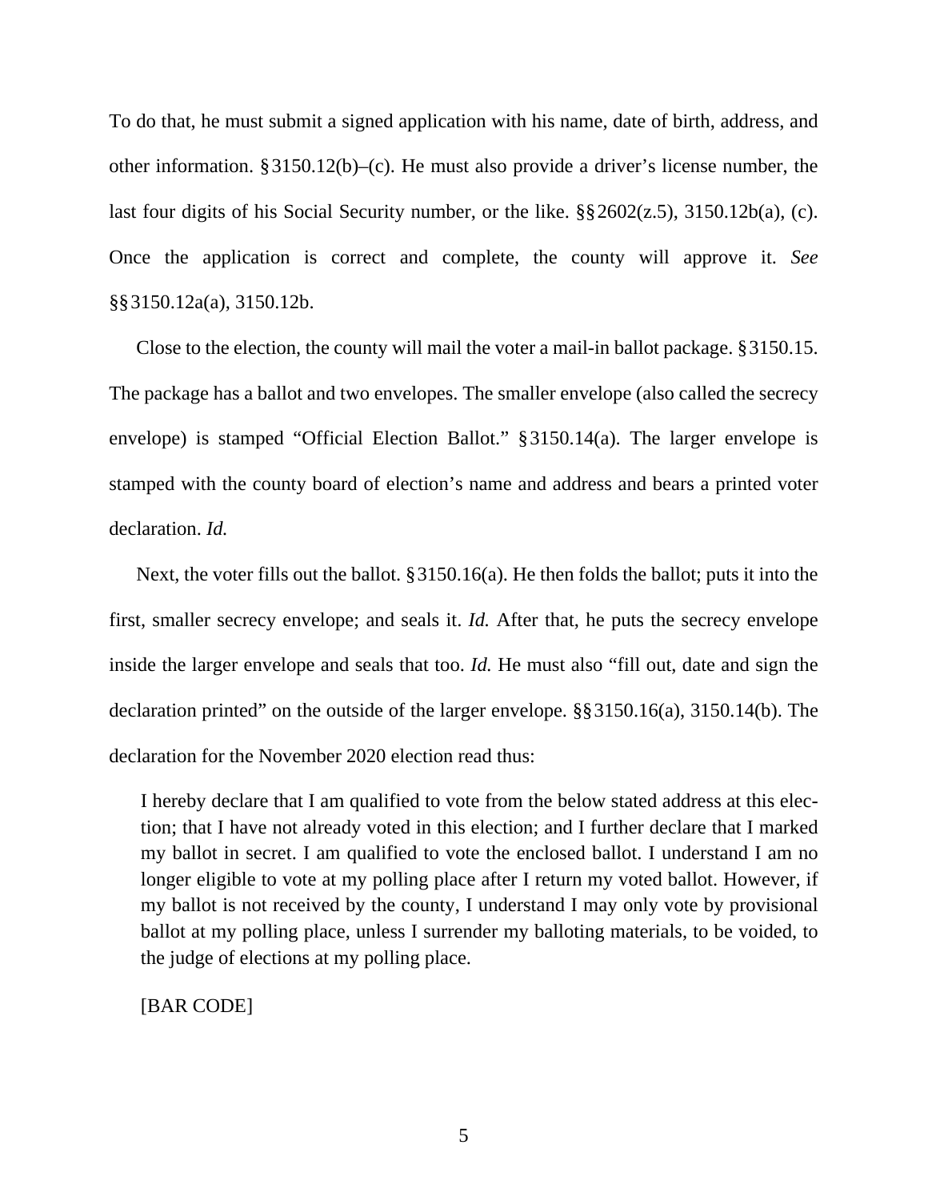To do that, he must submit a signed application with his name, date of birth, address, and other information. § 3150.12(b)–(c). He must also provide a driver's license number, the last four digits of his Social Security number, or the like. §§ 2602(z.5), 3150.12b(a), (c). Once the application is correct and complete, the county will approve it. *See* §§ 3150.12a(a), 3150.12b.

Close to the election, the county will mail the voter a mail-in ballot package. § 3150.15. The package has a ballot and two envelopes. The smaller envelope (also called the secrecy envelope) is stamped "Official Election Ballot." § 3150.14(a). The larger envelope is stamped with the county board of election's name and address and bears a printed voter declaration. *Id.*

Next, the voter fills out the ballot. § 3150.16(a). He then folds the ballot; puts it into the first, smaller secrecy envelope; and seals it. *Id.* After that, he puts the secrecy envelope inside the larger envelope and seals that too. *Id.* He must also "fill out, date and sign the declaration printed" on the outside of the larger envelope. §§ 3150.16(a), 3150.14(b). The declaration for the November 2020 election read thus:

> I hereby declare that I am qualified to vote from the below stated address at this election; that I have not already voted in this election; and I further declare that I marked my ballot in secret. I am qualified to vote the enclosed ballot. I understand I am no longer eligible to vote at my polling place after I return my voted ballot. However, if my ballot is not received by the county, I understand I may only vote by provisional ballot at my polling place, unless I surrender my balloting materials, to be voided, to the judge of elections at my polling place.
>
> [BAR CODE]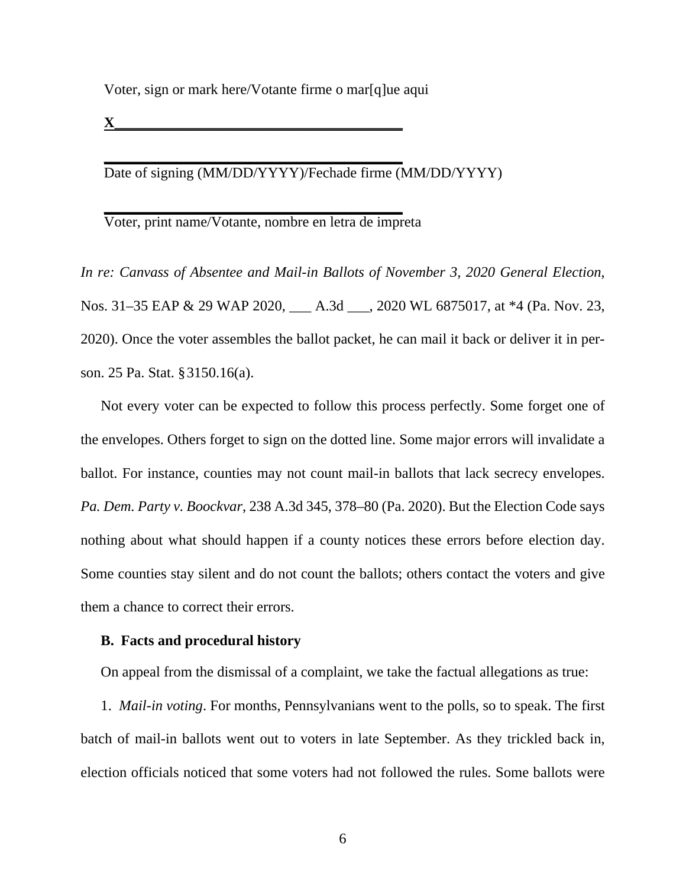Voter, sign or mark here/Votante firme o mar[q]ue aqui

**X**________________________________________

________________________________________
Date of signing (MM/DD/YYYY)/Fechade firme (MM/DD/YYYY)

________________________________________
Voter, print name/Votante, nombre en letra de impreta

*In re: Canvass of Absentee and Mail-in Ballots of November 3, 2020 General Election*, Nos. 31–35 EAP & 29 WAP 2020, ___ A.3d ___, 2020 WL 6875017, at *4 (Pa. Nov. 23, 2020). Once the voter assembles the ballot packet, he can mail it back or deliver it in person. 25 Pa. Stat. § 3150.16(a).

Not every voter can be expected to follow this process perfectly. Some forget one of the envelopes. Others forget to sign on the dotted line. Some major errors will invalidate a ballot. For instance, counties may not count mail-in ballots that lack secrecy envelopes. *Pa. Dem. Party v. Boockvar*, 238 A.3d 345, 378–80 (Pa. 2020). But the Election Code says nothing about what should happen if a county notices these errors before election day. Some counties stay silent and do not count the ballots; others contact the voters and give them a chance to correct their errors.

### B. Facts and procedural history

On appeal from the dismissal of a complaint, we take the factual allegations as true:

1. *Mail-in voting*. For months, Pennsylvanians went to the polls, so to speak. The first batch of mail-in ballots went out to voters in late September. As they trickled back in, election officials noticed that some voters had not followed the rules. Some ballots were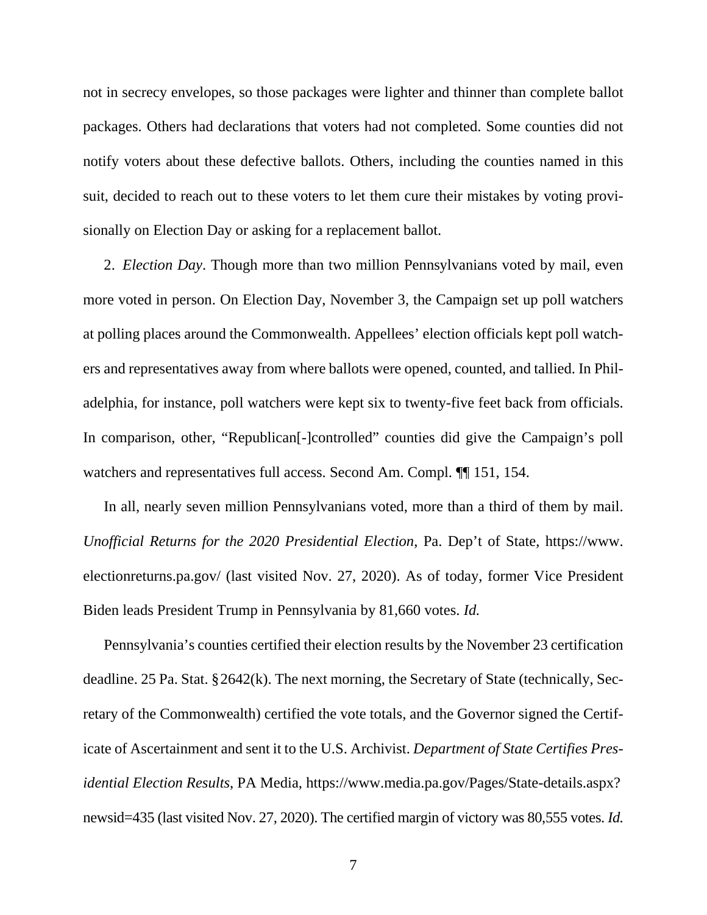not in secrecy envelopes, so those packages were lighter and thinner than complete ballot packages. Others had declarations that voters had not completed. Some counties did not notify voters about these defective ballots. Others, including the counties named in this suit, decided to reach out to these voters to let them cure their mistakes by voting provisionally on Election Day or asking for a replacement ballot.

2. *Election Day*. Though more than two million Pennsylvanians voted by mail, even more voted in person. On Election Day, November 3, the Campaign set up poll watchers at polling places around the Commonwealth. Appellees' election officials kept poll watchers and representatives away from where ballots were opened, counted, and tallied. In Philadelphia, for instance, poll watchers were kept six to twenty-five feet back from officials. In comparison, other, "Republican[-]controlled" counties did give the Campaign's poll watchers and representatives full access. Second Am. Compl. ¶¶ 151, 154.

In all, nearly seven million Pennsylvanians voted, more than a third of them by mail. *Unofficial Returns for the 2020 Presidential Election*, Pa. Dep't of State, https://www.electionreturns.pa.gov/ (last visited Nov. 27, 2020). As of today, former Vice President Biden leads President Trump in Pennsylvania by 81,660 votes. *Id.*

Pennsylvania's counties certified their election results by the November 23 certification deadline. 25 Pa. Stat. § 2642(k). The next morning, the Secretary of State (technically, Secretary of the Commonwealth) certified the vote totals, and the Governor signed the Certificate of Ascertainment and sent it to the U.S. Archivist. *Department of State Certifies Presidential Election Results*, PA Media, https://www.media.pa.gov/Pages/State-details.aspx?newsid=435 (last visited Nov. 27, 2020). The certified margin of victory was 80,555 votes. *Id.*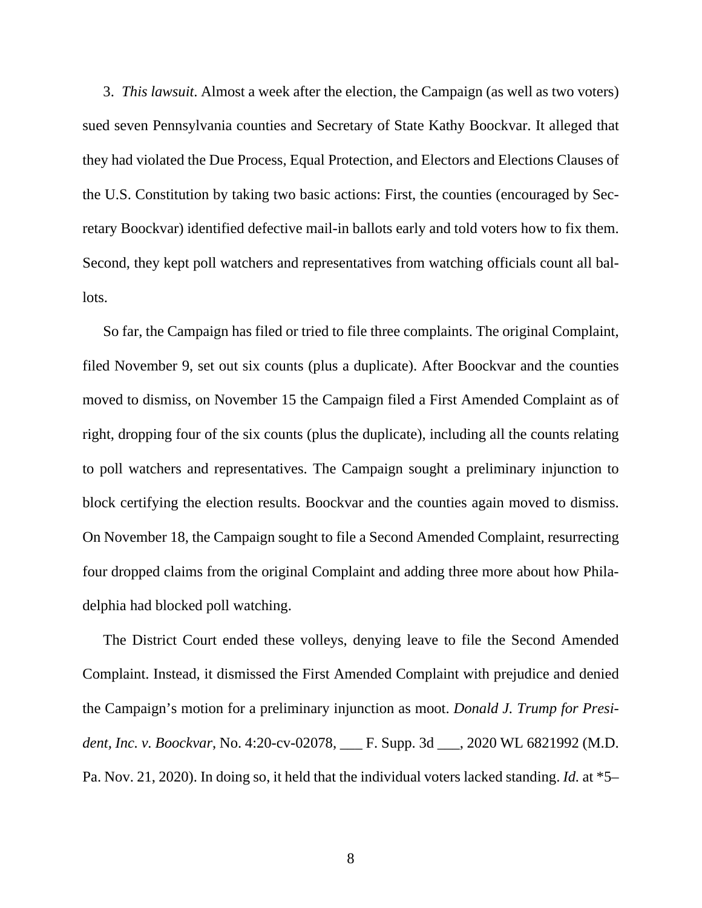3. *This lawsuit*. Almost a week after the election, the Campaign (as well as two voters) sued seven Pennsylvania counties and Secretary of State Kathy Boockvar. It alleged that they had violated the Due Process, Equal Protection, and Electors and Elections Clauses of the U.S. Constitution by taking two basic actions: First, the counties (encouraged by Secretary Boockvar) identified defective mail-in ballots early and told voters how to fix them. Second, they kept poll watchers and representatives from watching officials count all ballots.

So far, the Campaign has filed or tried to file three complaints. The original Complaint, filed November 9, set out six counts (plus a duplicate). After Boockvar and the counties moved to dismiss, on November 15 the Campaign filed a First Amended Complaint as of right, dropping four of the six counts (plus the duplicate), including all the counts relating to poll watchers and representatives. The Campaign sought a preliminary injunction to block certifying the election results. Boockvar and the counties again moved to dismiss. On November 18, the Campaign sought to file a Second Amended Complaint, resurrecting four dropped claims from the original Complaint and adding three more about how Philadelphia had blocked poll watching.

The District Court ended these volleys, denying leave to file the Second Amended Complaint. Instead, it dismissed the First Amended Complaint with prejudice and denied the Campaign's motion for a preliminary injunction as moot. *Donald J. Trump for President, Inc. v. Boockvar*, No. 4:20-cv-02078, ___ F. Supp. 3d ___, 2020 WL 6821992 (M.D. Pa. Nov. 21, 2020). In doing so, it held that the individual voters lacked standing. *Id.* at *5–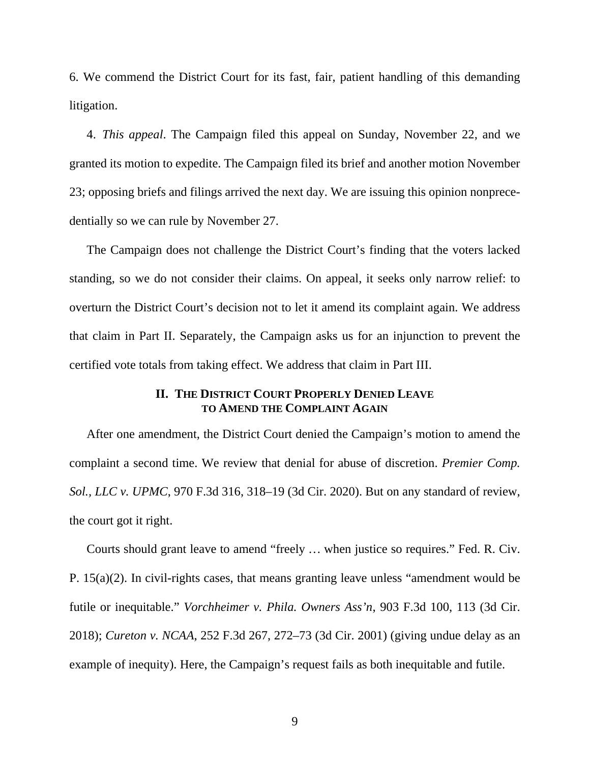6. We commend the District Court for its fast, fair, patient handling of this demanding litigation.

4. *This appeal*. The Campaign filed this appeal on Sunday, November 22, and we granted its motion to expedite. The Campaign filed its brief and another motion November 23; opposing briefs and filings arrived the next day. We are issuing this opinion nonprecedentially so we can rule by November 27.

The Campaign does not challenge the District Court's finding that the voters lacked standing, so we do not consider their claims. On appeal, it seeks only narrow relief: to overturn the District Court's decision not to let it amend its complaint again. We address that claim in Part II. Separately, the Campaign asks us for an injunction to prevent the certified vote totals from taking effect. We address that claim in Part III.

## II. The District Court Properly Denied Leave to Amend the Complaint Again

After one amendment, the District Court denied the Campaign's motion to amend the complaint a second time. We review that denial for abuse of discretion. *Premier Comp. Sol., LLC v. UPMC*, 970 F.3d 316, 318–19 (3d Cir. 2020). But on any standard of review, the court got it right.

Courts should grant leave to amend "freely … when justice so requires." Fed. R. Civ. P. 15(a)(2). In civil-rights cases, that means granting leave unless "amendment would be futile or inequitable." *Vorchheimer v. Phila. Owners Ass'n*, 903 F.3d 100, 113 (3d Cir. 2018); *Cureton v. NCAA*, 252 F.3d 267, 272–73 (3d Cir. 2001) (giving undue delay as an example of inequity). Here, the Campaign's request fails as both inequitable and futile.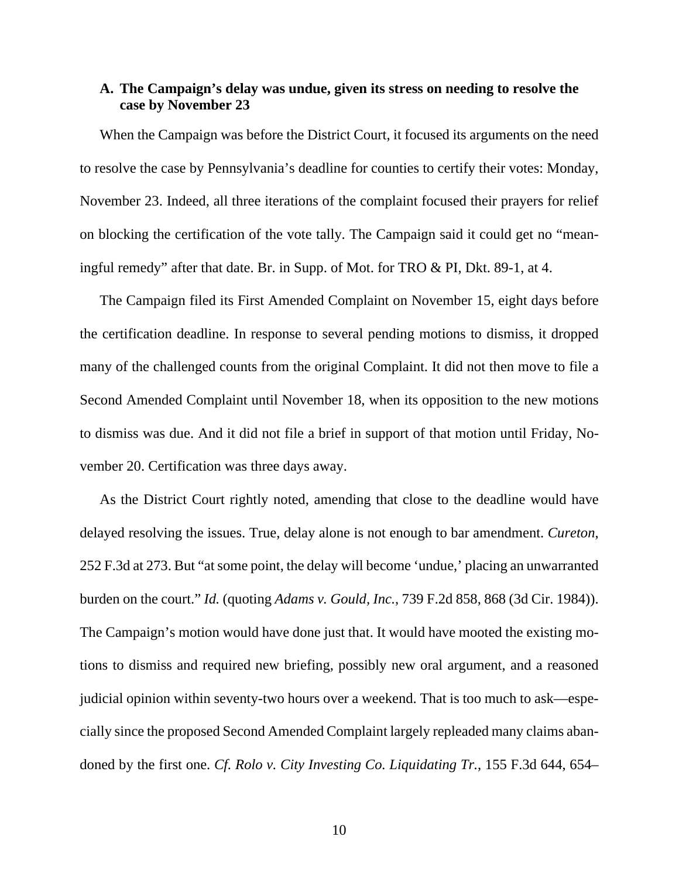### A. The Campaign's delay was undue, given its stress on needing to resolve the case by November 23

When the Campaign was before the District Court, it focused its arguments on the need to resolve the case by Pennsylvania's deadline for counties to certify their votes: Monday, November 23. Indeed, all three iterations of the complaint focused their prayers for relief on blocking the certification of the vote tally. The Campaign said it could get no "meaningful remedy" after that date. Br. in Supp. of Mot. for TRO & PI, Dkt. 89-1, at 4.

The Campaign filed its First Amended Complaint on November 15, eight days before the certification deadline. In response to several pending motions to dismiss, it dropped many of the challenged counts from the original Complaint. It did not then move to file a Second Amended Complaint until November 18, when its opposition to the new motions to dismiss was due. And it did not file a brief in support of that motion until Friday, November 20. Certification was three days away.

As the District Court rightly noted, amending that close to the deadline would have delayed resolving the issues. True, delay alone is not enough to bar amendment. *Cureton*, 252 F.3d at 273. But "at some point, the delay will become 'undue,' placing an unwarranted burden on the court." *Id.* (quoting *Adams v. Gould, Inc.*, 739 F.2d 858, 868 (3d Cir. 1984)). The Campaign's motion would have done just that. It would have mooted the existing motions to dismiss and required new briefing, possibly new oral argument, and a reasoned judicial opinion within seventy-two hours over a weekend. That is too much to ask—especially since the proposed Second Amended Complaint largely repleaded many claims abandoned by the first one. *Cf. Rolo v. City Investing Co. Liquidating Tr.*, 155 F.3d 644, 654–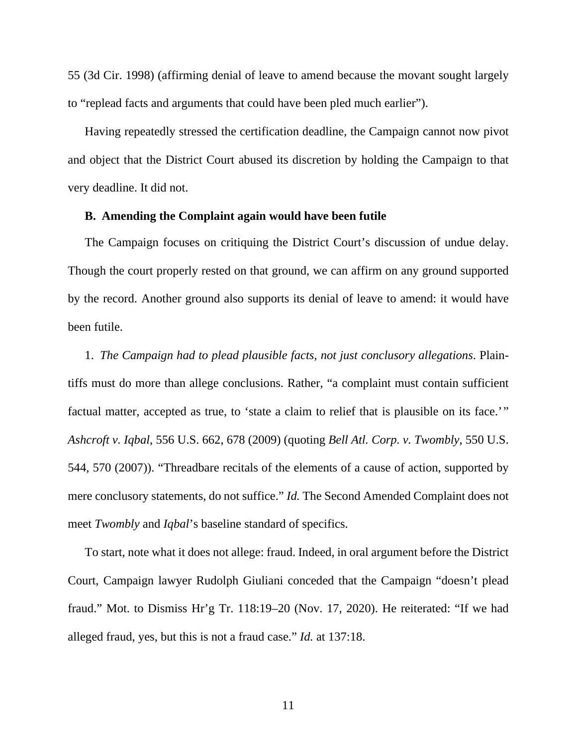55 (3d Cir. 1998) (affirming denial of leave to amend because the movant sought largely to "replead facts and arguments that could have been pled much earlier").

Having repeatedly stressed the certification deadline, the Campaign cannot now pivot and object that the District Court abused its discretion by holding the Campaign to that very deadline. It did not.

**B. Amending the Complaint again would have been futile**

The Campaign focuses on critiquing the District Court's discussion of undue delay. Though the court properly rested on that ground, we can affirm on any ground supported by the record. Another ground also supports its denial of leave to amend: it would have been futile.

1. *The Campaign had to plead plausible facts, not just conclusory allegations*. Plaintiffs must do more than allege conclusions. Rather, "a complaint must contain sufficient factual matter, accepted as true, to 'state a claim to relief that is plausible on its face.'" *Ashcroft v. Iqbal*, 556 U.S. 662, 678 (2009) (quoting *Bell Atl. Corp. v. Twombly*, 550 U.S. 544, 570 (2007)). "Threadbare recitals of the elements of a cause of action, supported by mere conclusory statements, do not suffice." *Id.* The Second Amended Complaint does not meet *Twombly* and *Iqbal*'s baseline standard of specifics.

To start, note what it does not allege: fraud. Indeed, in oral argument before the District Court, Campaign lawyer Rudolph Giuliani conceded that the Campaign "doesn't plead fraud." Mot. to Dismiss Hr'g Tr. 118:19–20 (Nov. 17, 2020). He reiterated: "If we had alleged fraud, yes, but this is not a fraud case." *Id.* at 137:18.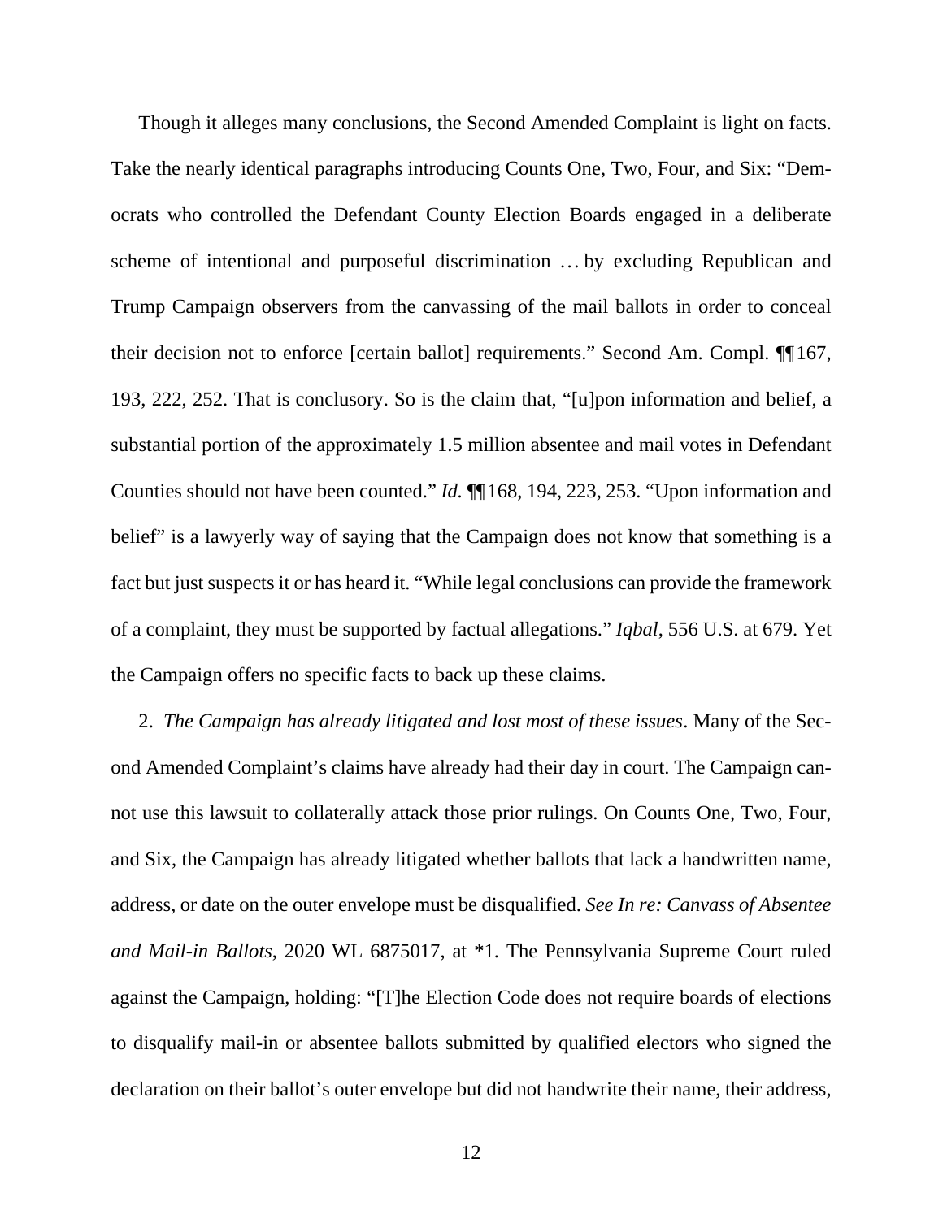Though it alleges many conclusions, the Second Amended Complaint is light on facts. Take the nearly identical paragraphs introducing Counts One, Two, Four, and Six: "Democrats who controlled the Defendant County Election Boards engaged in a deliberate scheme of intentional and purposeful discrimination … by excluding Republican and Trump Campaign observers from the canvassing of the mail ballots in order to conceal their decision not to enforce [certain ballot] requirements." Second Am. Compl. ¶¶167, 193, 222, 252. That is conclusory. So is the claim that, "[u]pon information and belief, a substantial portion of the approximately 1.5 million absentee and mail votes in Defendant Counties should not have been counted." *Id.* ¶¶168, 194, 223, 253. "Upon information and belief" is a lawyerly way of saying that the Campaign does not know that something is a fact but just suspects it or has heard it. "While legal conclusions can provide the framework of a complaint, they must be supported by factual allegations." *Iqbal*, 556 U.S. at 679. Yet the Campaign offers no specific facts to back up these claims.

2. *The Campaign has already litigated and lost most of these issues*. Many of the Second Amended Complaint's claims have already had their day in court. The Campaign cannot use this lawsuit to collaterally attack those prior rulings. On Counts One, Two, Four, and Six, the Campaign has already litigated whether ballots that lack a handwritten name, address, or date on the outer envelope must be disqualified. *See In re: Canvass of Absentee and Mail-in Ballots*, 2020 WL 6875017, at *1. The Pennsylvania Supreme Court ruled against the Campaign, holding: "[T]he Election Code does not require boards of elections to disqualify mail-in or absentee ballots submitted by qualified electors who signed the declaration on their ballot's outer envelope but did not handwrite their name, their address,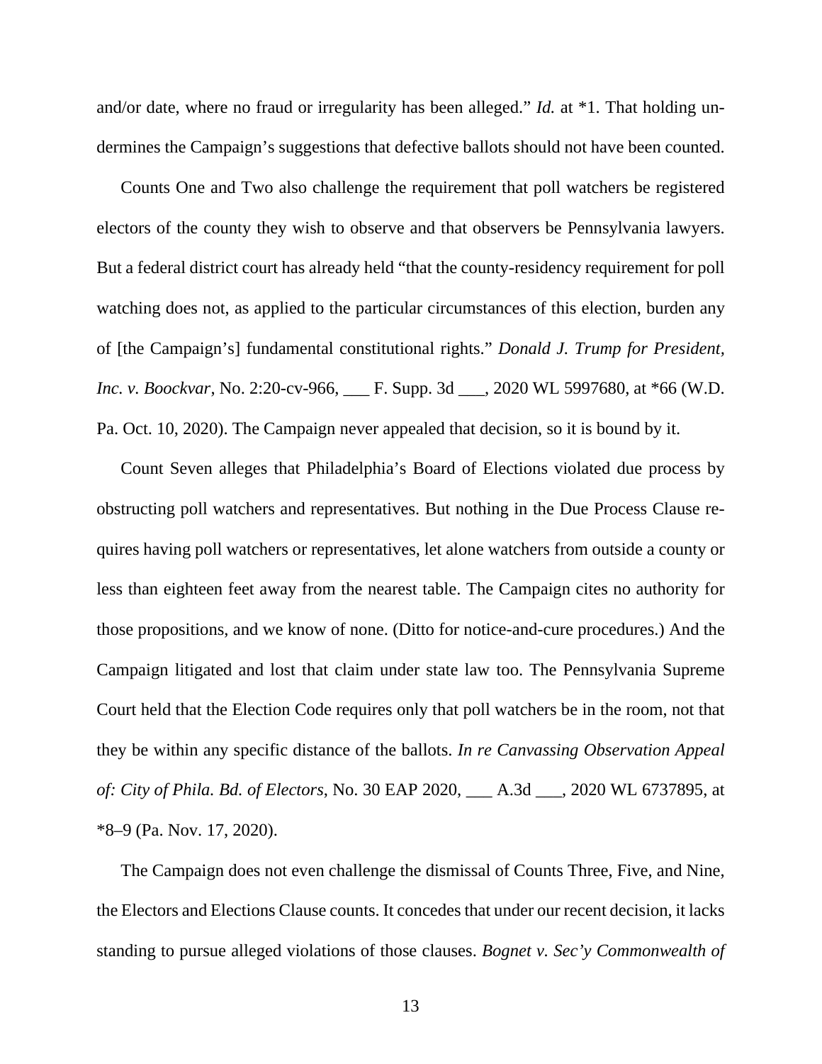and/or date, where no fraud or irregularity has been alleged." *Id.* at *1. That holding undermines the Campaign's suggestions that defective ballots should not have been counted.

Counts One and Two also challenge the requirement that poll watchers be registered electors of the county they wish to observe and that observers be Pennsylvania lawyers. But a federal district court has already held "that the county-residency requirement for poll watching does not, as applied to the particular circumstances of this election, burden any of [the Campaign's] fundamental constitutional rights." *Donald J. Trump for President, Inc. v. Boockvar*, No. 2:20-cv-966, ___ F. Supp. 3d ___, 2020 WL 5997680, at *66 (W.D. Pa. Oct. 10, 2020). The Campaign never appealed that decision, so it is bound by it.

Count Seven alleges that Philadelphia's Board of Elections violated due process by obstructing poll watchers and representatives. But nothing in the Due Process Clause requires having poll watchers or representatives, let alone watchers from outside a county or less than eighteen feet away from the nearest table. The Campaign cites no authority for those propositions, and we know of none. (Ditto for notice-and-cure procedures.) And the Campaign litigated and lost that claim under state law too. The Pennsylvania Supreme Court held that the Election Code requires only that poll watchers be in the room, not that they be within any specific distance of the ballots. *In re Canvassing Observation Appeal of: City of Phila. Bd. of Electors*, No. 30 EAP 2020, ___ A.3d ___, 2020 WL 6737895, at *8–9 (Pa. Nov. 17, 2020).

The Campaign does not even challenge the dismissal of Counts Three, Five, and Nine, the Electors and Elections Clause counts. It concedes that under our recent decision, it lacks standing to pursue alleged violations of those clauses. *Bognet v. Sec'y Commonwealth of*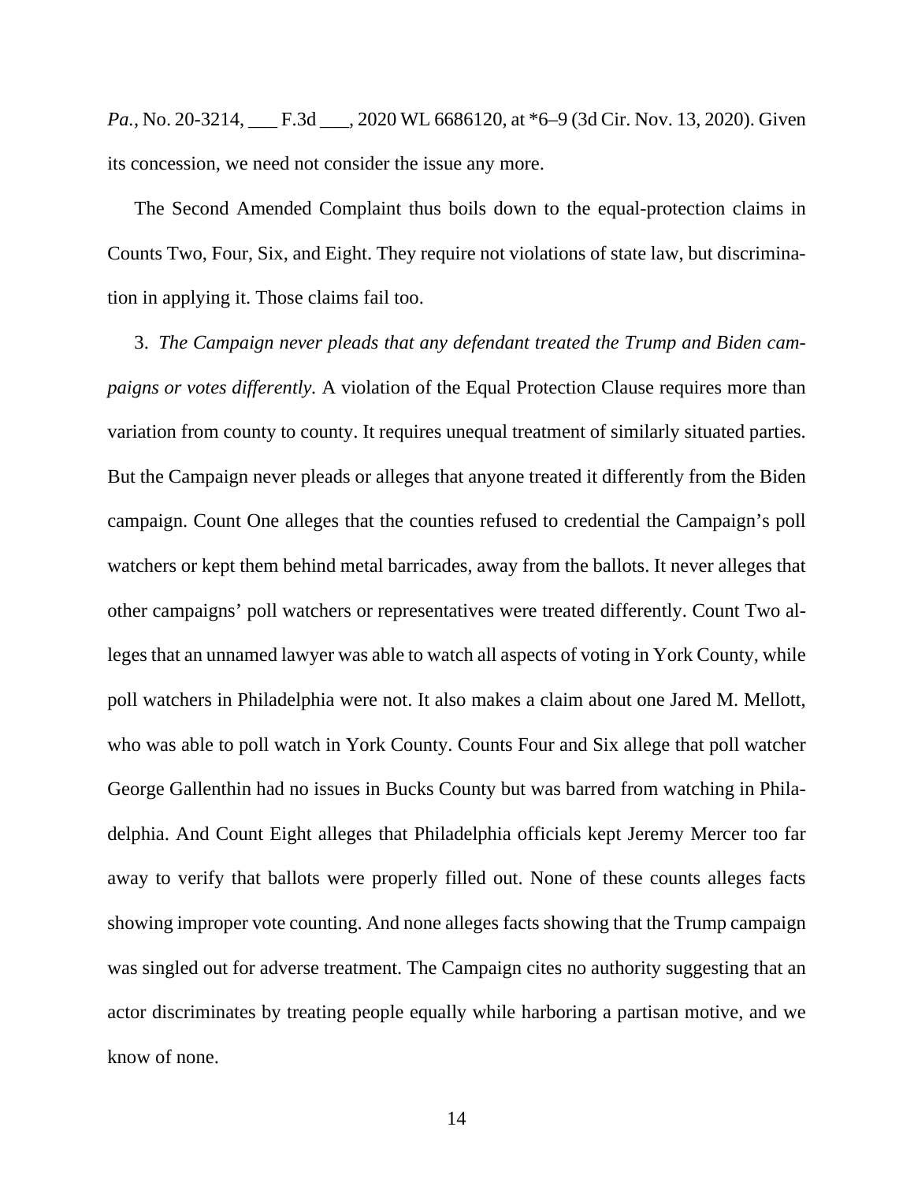*Pa.*, No. 20-3214, ___ F.3d ___, 2020 WL 6686120, at *6–9 (3d Cir. Nov. 13, 2020). Given its concession, we need not consider the issue any more.

The Second Amended Complaint thus boils down to the equal-protection claims in Counts Two, Four, Six, and Eight. They require not violations of state law, but discrimination in applying it. Those claims fail too.

3. *The Campaign never pleads that any defendant treated the Trump and Biden campaigns or votes differently.* A violation of the Equal Protection Clause requires more than variation from county to county. It requires unequal treatment of similarly situated parties. But the Campaign never pleads or alleges that anyone treated it differently from the Biden campaign. Count One alleges that the counties refused to credential the Campaign's poll watchers or kept them behind metal barricades, away from the ballots. It never alleges that other campaigns' poll watchers or representatives were treated differently. Count Two alleges that an unnamed lawyer was able to watch all aspects of voting in York County, while poll watchers in Philadelphia were not. It also makes a claim about one Jared M. Mellott, who was able to poll watch in York County. Counts Four and Six allege that poll watcher George Gallenthin had no issues in Bucks County but was barred from watching in Philadelphia. And Count Eight alleges that Philadelphia officials kept Jeremy Mercer too far away to verify that ballots were properly filled out. None of these counts alleges facts showing improper vote counting. And none alleges facts showing that the Trump campaign was singled out for adverse treatment. The Campaign cites no authority suggesting that an actor discriminates by treating people equally while harboring a partisan motive, and we know of none.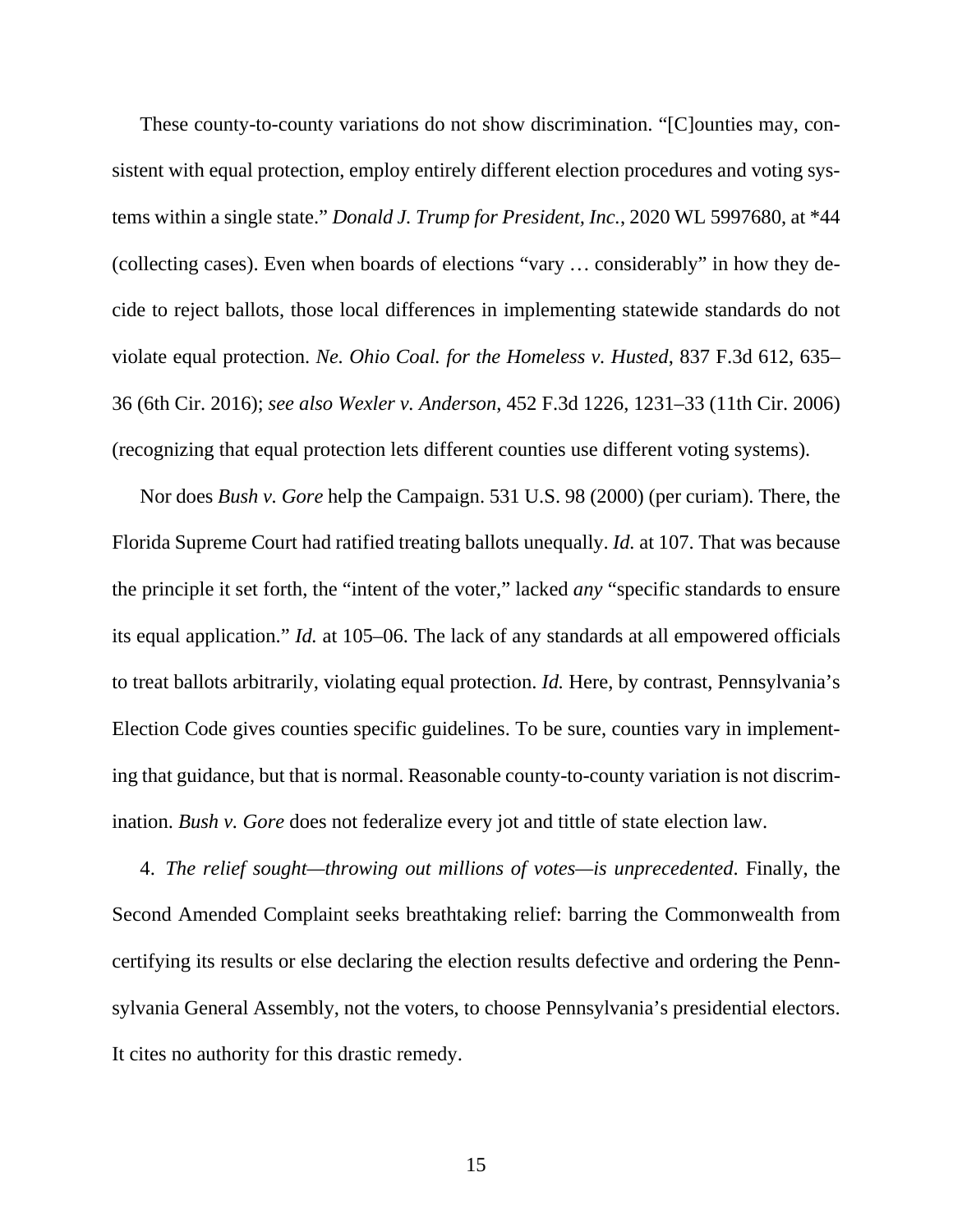These county-to-county variations do not show discrimination. "[C]ounties may, consistent with equal protection, employ entirely different election procedures and voting systems within a single state." *Donald J. Trump for President, Inc.*, 2020 WL 5997680, at *44 (collecting cases). Even when boards of elections "vary … considerably" in how they decide to reject ballots, those local differences in implementing statewide standards do not violate equal protection. *Ne. Ohio Coal. for the Homeless v. Husted*, 837 F.3d 612, 635–36 (6th Cir. 2016); *see also Wexler v. Anderson*, 452 F.3d 1226, 1231–33 (11th Cir. 2006) (recognizing that equal protection lets different counties use different voting systems).

Nor does *Bush v. Gore* help the Campaign. 531 U.S. 98 (2000) (per curiam). There, the Florida Supreme Court had ratified treating ballots unequally. *Id.* at 107. That was because the principle it set forth, the "intent of the voter," lacked *any* "specific standards to ensure its equal application." *Id.* at 105–06. The lack of any standards at all empowered officials to treat ballots arbitrarily, violating equal protection. *Id.* Here, by contrast, Pennsylvania's Election Code gives counties specific guidelines. To be sure, counties vary in implementing that guidance, but that is normal. Reasonable county-to-county variation is not discrimination. *Bush v. Gore* does not federalize every jot and tittle of state election law.

4. *The relief sought—throwing out millions of votes—is unprecedented*. Finally, the Second Amended Complaint seeks breathtaking relief: barring the Commonwealth from certifying its results or else declaring the election results defective and ordering the Pennsylvania General Assembly, not the voters, to choose Pennsylvania's presidential electors. It cites no authority for this drastic remedy.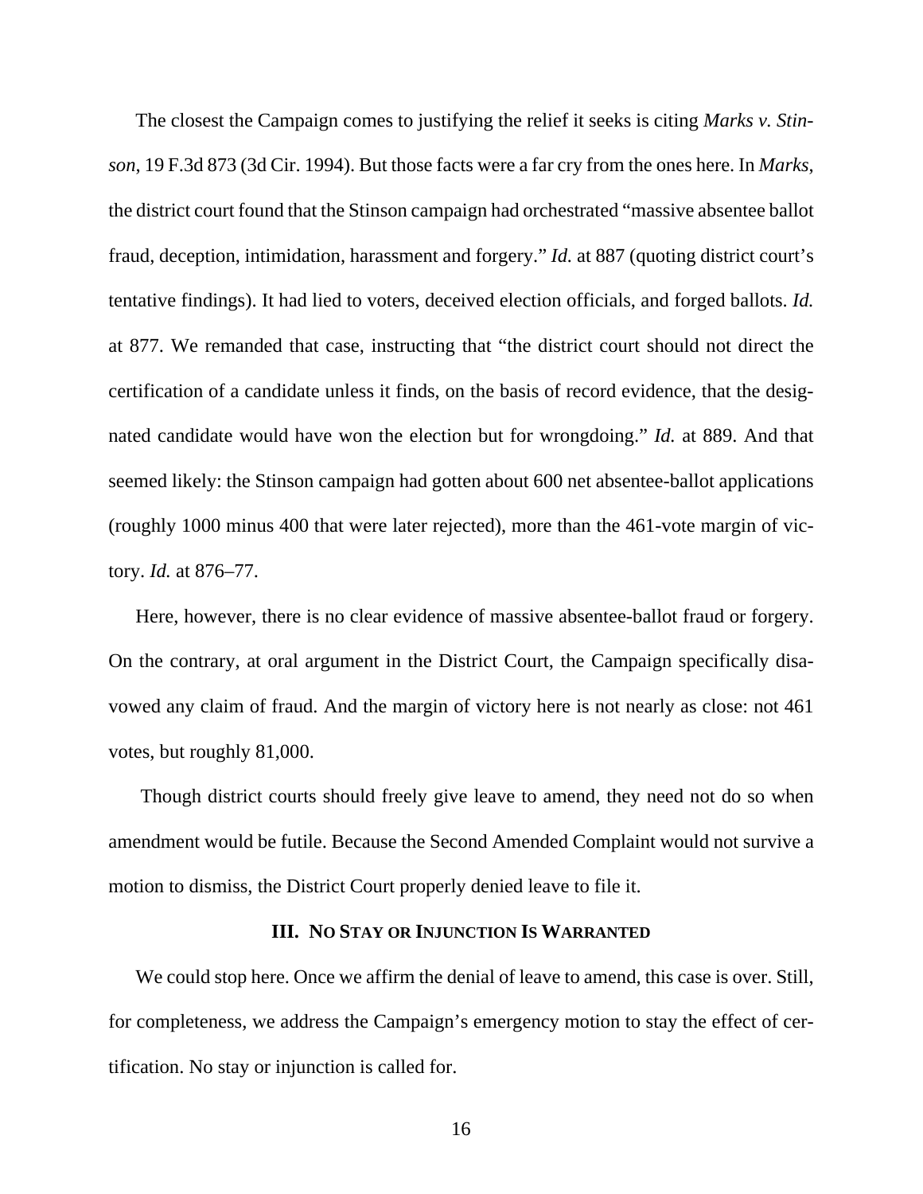The closest the Campaign comes to justifying the relief it seeks is citing *Marks v. Stinson*, 19 F.3d 873 (3d Cir. 1994). But those facts were a far cry from the ones here. In *Marks*, the district court found that the Stinson campaign had orchestrated "massive absentee ballot fraud, deception, intimidation, harassment and forgery." *Id.* at 887 (quoting district court's tentative findings). It had lied to voters, deceived election officials, and forged ballots. *Id.* at 877. We remanded that case, instructing that "the district court should not direct the certification of a candidate unless it finds, on the basis of record evidence, that the designated candidate would have won the election but for wrongdoing." *Id.* at 889. And that seemed likely: the Stinson campaign had gotten about 600 net absentee-ballot applications (roughly 1000 minus 400 that were later rejected), more than the 461-vote margin of victory. *Id.* at 876–77.

Here, however, there is no clear evidence of massive absentee-ballot fraud or forgery. On the contrary, at oral argument in the District Court, the Campaign specifically disavowed any claim of fraud. And the margin of victory here is not nearly as close: not 461 votes, but roughly 81,000.

Though district courts should freely give leave to amend, they need not do so when amendment would be futile. Because the Second Amended Complaint would not survive a motion to dismiss, the District Court properly denied leave to file it.

## III. No Stay or Injunction Is Warranted

We could stop here. Once we affirm the denial of leave to amend, this case is over. Still, for completeness, we address the Campaign's emergency motion to stay the effect of certification. No stay or injunction is called for.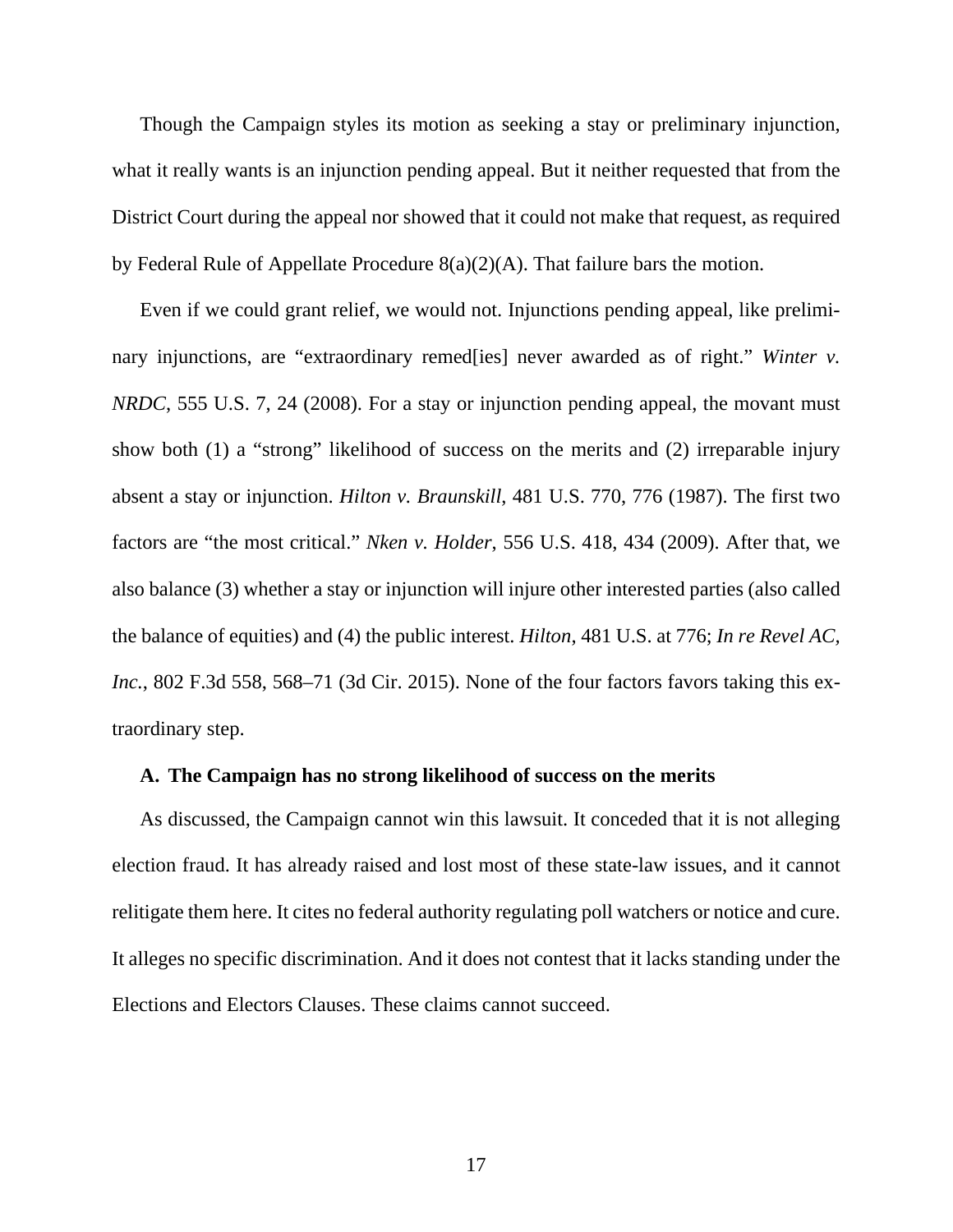Though the Campaign styles its motion as seeking a stay or preliminary injunction, what it really wants is an injunction pending appeal. But it neither requested that from the District Court during the appeal nor showed that it could not make that request, as required by Federal Rule of Appellate Procedure 8(a)(2)(A). That failure bars the motion.

Even if we could grant relief, we would not. Injunctions pending appeal, like preliminary injunctions, are "extraordinary remed[ies] never awarded as of right." *Winter v. NRDC*, 555 U.S. 7, 24 (2008). For a stay or injunction pending appeal, the movant must show both (1) a "strong" likelihood of success on the merits and (2) irreparable injury absent a stay or injunction. *Hilton v. Braunskill*, 481 U.S. 770, 776 (1987). The first two factors are "the most critical." *Nken v. Holder*, 556 U.S. 418, 434 (2009). After that, we also balance (3) whether a stay or injunction will injure other interested parties (also called the balance of equities) and (4) the public interest. *Hilton*, 481 U.S. at 776; *In re Revel AC, Inc.*, 802 F.3d 558, 568–71 (3d Cir. 2015). None of the four factors favors taking this extraordinary step.

**A. The Campaign has no strong likelihood of success on the merits**

As discussed, the Campaign cannot win this lawsuit. It conceded that it is not alleging election fraud. It has already raised and lost most of these state-law issues, and it cannot relitigate them here. It cites no federal authority regulating poll watchers or notice and cure. It alleges no specific discrimination. And it does not contest that it lacks standing under the Elections and Electors Clauses. These claims cannot succeed.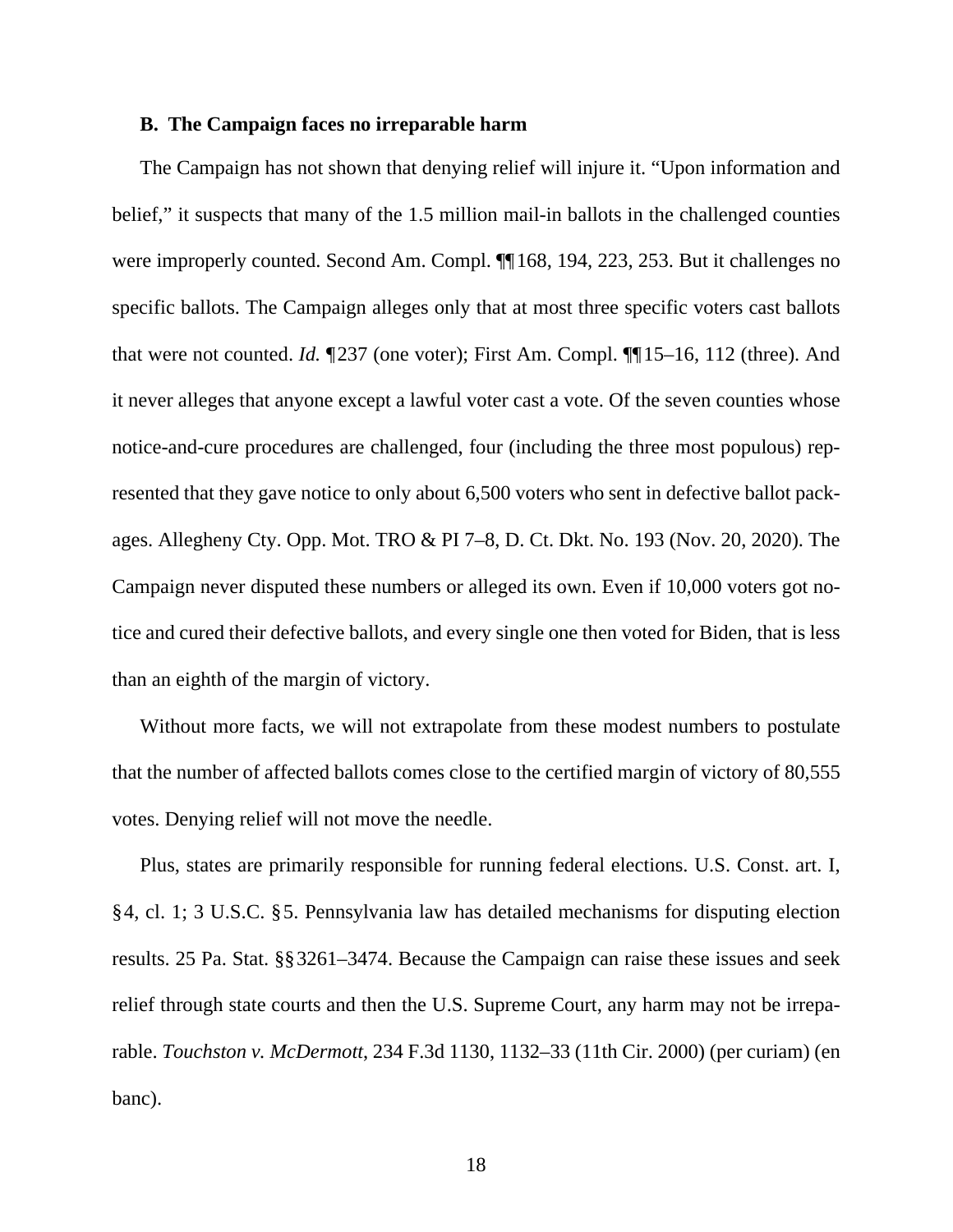### B. The Campaign faces no irreparable harm

The Campaign has not shown that denying relief will injure it. "Upon information and belief," it suspects that many of the 1.5 million mail-in ballots in the challenged counties were improperly counted. Second Am. Compl. ¶¶168, 194, 223, 253. But it challenges no specific ballots. The Campaign alleges only that at most three specific voters cast ballots that were not counted. *Id.* ¶237 (one voter); First Am. Compl. ¶¶15–16, 112 (three). And it never alleges that anyone except a lawful voter cast a vote. Of the seven counties whose notice-and-cure procedures are challenged, four (including the three most populous) represented that they gave notice to only about 6,500 voters who sent in defective ballot packages. Allegheny Cty. Opp. Mot. TRO & PI 7–8, D. Ct. Dkt. No. 193 (Nov. 20, 2020). The Campaign never disputed these numbers or alleged its own. Even if 10,000 voters got notice and cured their defective ballots, and every single one then voted for Biden, that is less than an eighth of the margin of victory.

Without more facts, we will not extrapolate from these modest numbers to postulate that the number of affected ballots comes close to the certified margin of victory of 80,555 votes. Denying relief will not move the needle.

Plus, states are primarily responsible for running federal elections. U.S. Const. art. I, §4, cl. 1; 3 U.S.C. §5. Pennsylvania law has detailed mechanisms for disputing election results. 25 Pa. Stat. §§3261–3474. Because the Campaign can raise these issues and seek relief through state courts and then the U.S. Supreme Court, any harm may not be irreparable. *Touchston v. McDermott*, 234 F.3d 1130, 1132–33 (11th Cir. 2000) (per curiam) (en banc).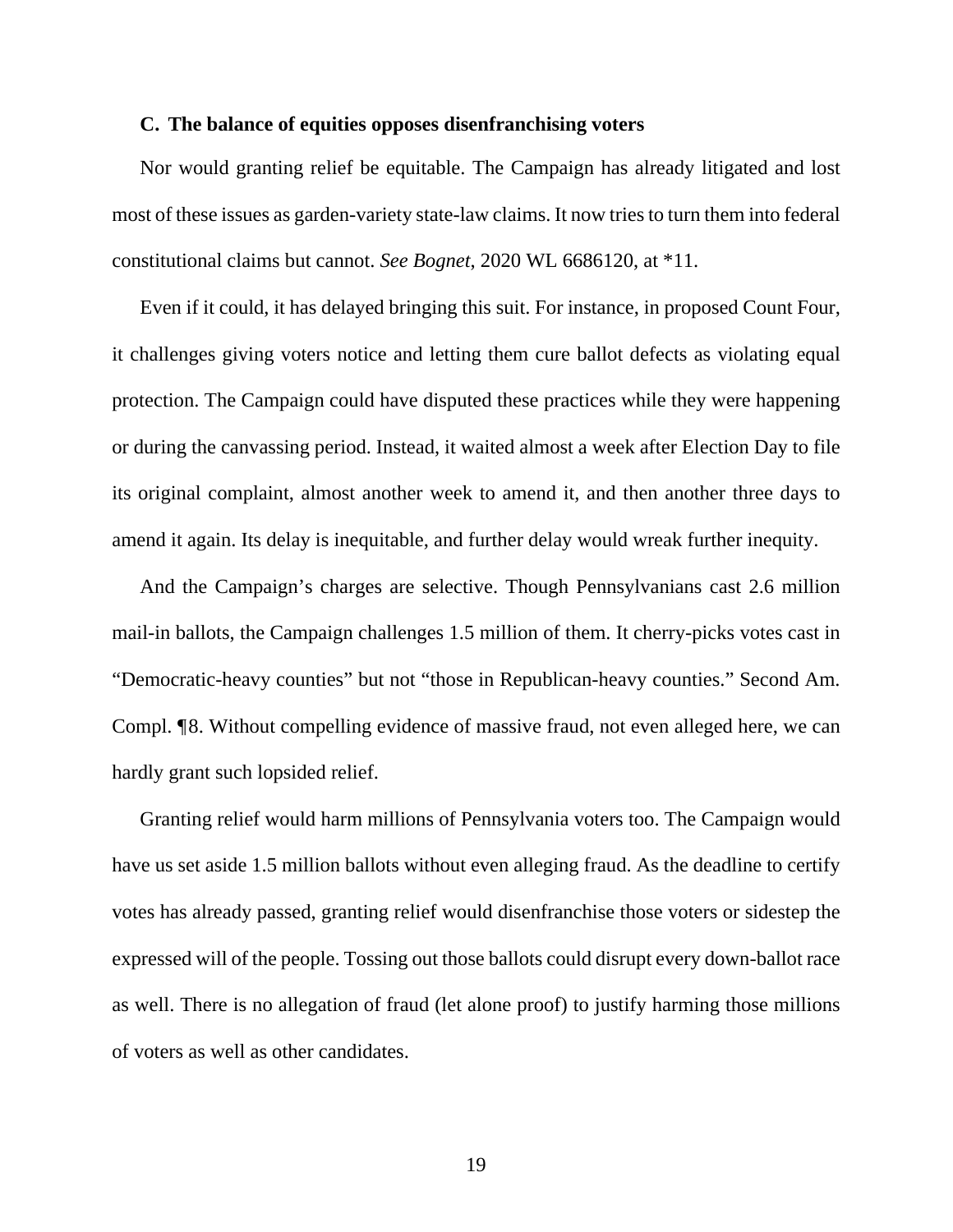### C. The balance of equities opposes disenfranchising voters

Nor would granting relief be equitable. The Campaign has already litigated and lost most of these issues as garden-variety state-law claims. It now tries to turn them into federal constitutional claims but cannot. *See Bognet*, 2020 WL 6686120, at *11.

Even if it could, it has delayed bringing this suit. For instance, in proposed Count Four, it challenges giving voters notice and letting them cure ballot defects as violating equal protection. The Campaign could have disputed these practices while they were happening or during the canvassing period. Instead, it waited almost a week after Election Day to file its original complaint, almost another week to amend it, and then another three days to amend it again. Its delay is inequitable, and further delay would wreak further inequity.

And the Campaign's charges are selective. Though Pennsylvanians cast 2.6 million mail-in ballots, the Campaign challenges 1.5 million of them. It cherry-picks votes cast in "Democratic-heavy counties" but not "those in Republican-heavy counties." Second Am. Compl. ¶8. Without compelling evidence of massive fraud, not even alleged here, we can hardly grant such lopsided relief.

Granting relief would harm millions of Pennsylvania voters too. The Campaign would have us set aside 1.5 million ballots without even alleging fraud. As the deadline to certify votes has already passed, granting relief would disenfranchise those voters or sidestep the expressed will of the people. Tossing out those ballots could disrupt every down-ballot race as well. There is no allegation of fraud (let alone proof) to justify harming those millions of voters as well as other candidates.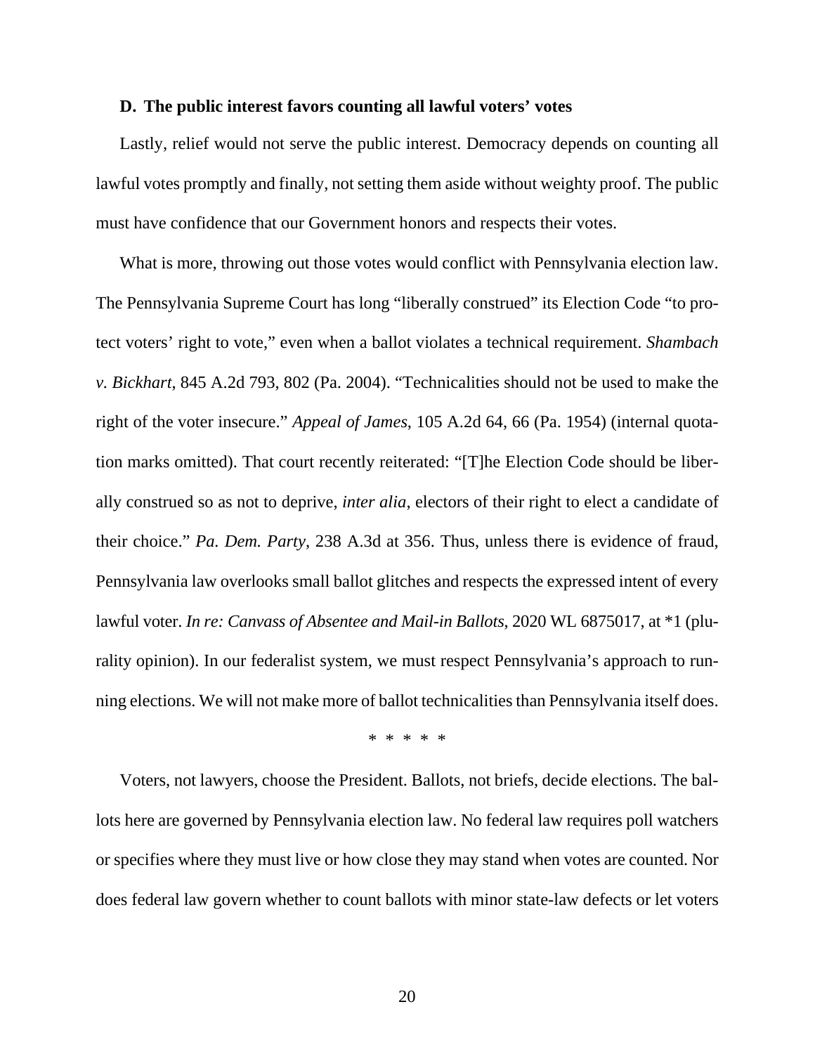### D. The public interest favors counting all lawful voters' votes

Lastly, relief would not serve the public interest. Democracy depends on counting all lawful votes promptly and finally, not setting them aside without weighty proof. The public must have confidence that our Government honors and respects their votes.

What is more, throwing out those votes would conflict with Pennsylvania election law. The Pennsylvania Supreme Court has long "liberally construed" its Election Code "to protect voters' right to vote," even when a ballot violates a technical requirement. *Shambach v. Bickhart*, 845 A.2d 793, 802 (Pa. 2004). "Technicalities should not be used to make the right of the voter insecure." *Appeal of James*, 105 A.2d 64, 66 (Pa. 1954) (internal quotation marks omitted). That court recently reiterated: "[T]he Election Code should be liberally construed so as not to deprive, *inter alia*, electors of their right to elect a candidate of their choice." *Pa. Dem. Party*, 238 A.3d at 356. Thus, unless there is evidence of fraud, Pennsylvania law overlooks small ballot glitches and respects the expressed intent of every lawful voter. *In re: Canvass of Absentee and Mail-in Ballots*, 2020 WL 6875017, at *1 (plurality opinion). In our federalist system, we must respect Pennsylvania's approach to running elections. We will not make more of ballot technicalities than Pennsylvania itself does.

\* \* \* \* \*

Voters, not lawyers, choose the President. Ballots, not briefs, decide elections. The ballots here are governed by Pennsylvania election law. No federal law requires poll watchers or specifies where they must live or how close they may stand when votes are counted. Nor does federal law govern whether to count ballots with minor state-law defects or let voters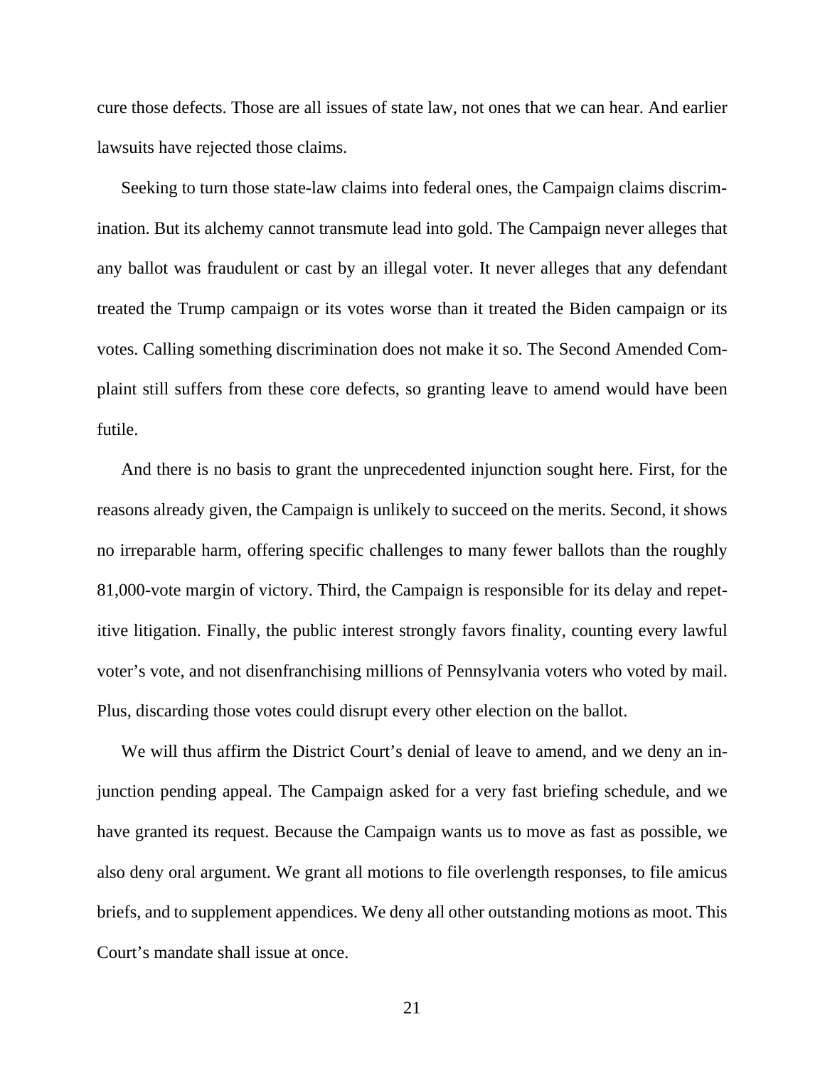cure those defects. Those are all issues of state law, not ones that we can hear. And earlier lawsuits have rejected those claims.

Seeking to turn those state-law claims into federal ones, the Campaign claims discrimination. But its alchemy cannot transmute lead into gold. The Campaign never alleges that any ballot was fraudulent or cast by an illegal voter. It never alleges that any defendant treated the Trump campaign or its votes worse than it treated the Biden campaign or its votes. Calling something discrimination does not make it so. The Second Amended Complaint still suffers from these core defects, so granting leave to amend would have been futile.

And there is no basis to grant the unprecedented injunction sought here. First, for the reasons already given, the Campaign is unlikely to succeed on the merits. Second, it shows no irreparable harm, offering specific challenges to many fewer ballots than the roughly 81,000-vote margin of victory. Third, the Campaign is responsible for its delay and repetitive litigation. Finally, the public interest strongly favors finality, counting every lawful voter's vote, and not disenfranchising millions of Pennsylvania voters who voted by mail. Plus, discarding those votes could disrupt every other election on the ballot.

We will thus affirm the District Court's denial of leave to amend, and we deny an injunction pending appeal. The Campaign asked for a very fast briefing schedule, and we have granted its request. Because the Campaign wants us to move as fast as possible, we also deny oral argument. We grant all motions to file overlength responses, to file amicus briefs, and to supplement appendices. We deny all other outstanding motions as moot. This Court's mandate shall issue at once.